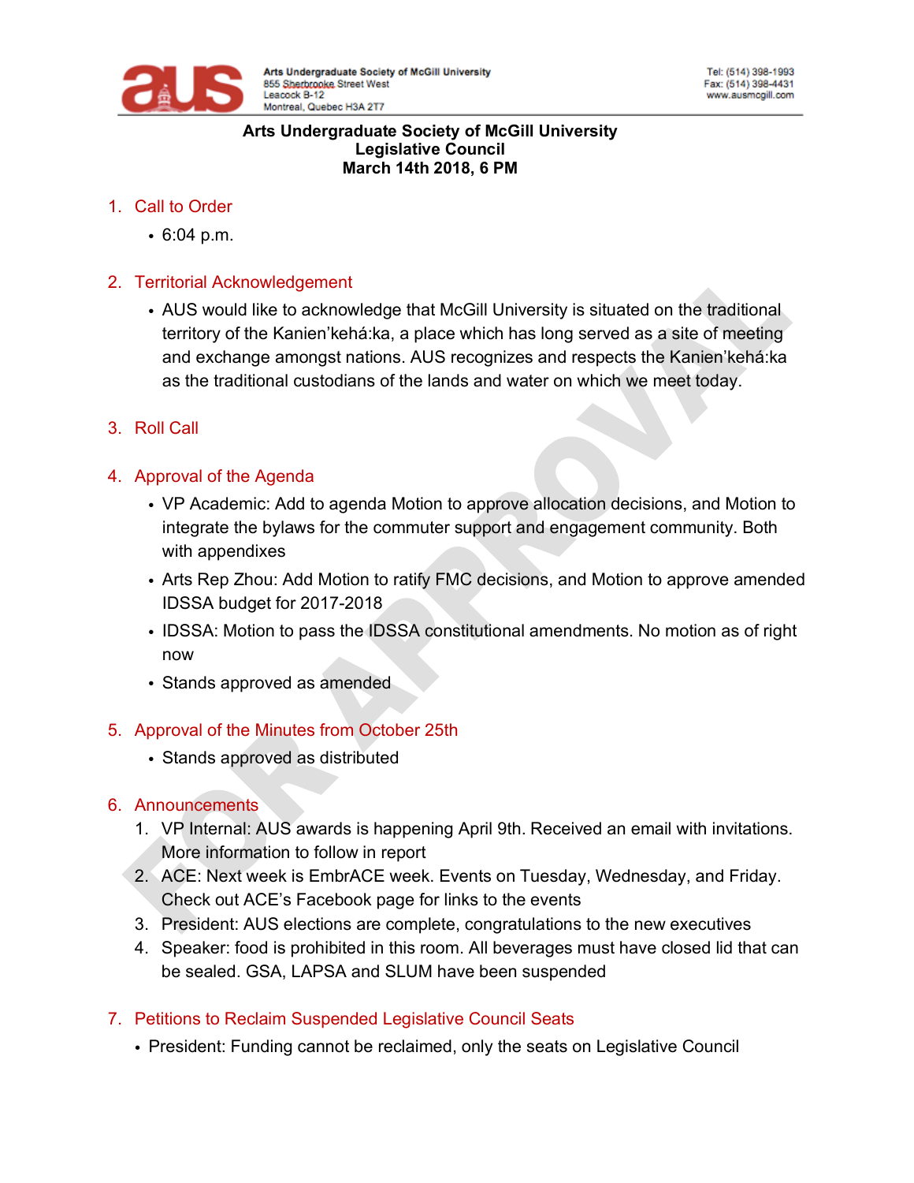Arts Undergraduate Society of McGill University
855 Sherbrooke Street West
Leacock B-12
Montreal, Quebec H3A 2T7

Tel: (514) 398-1993
Fax: (514) 398-4431
www.ausmcgill.com

**Arts Undergraduate Society of McGill University**
**Legislative Council**
**March 14th 2018, 6 PM**

1. Call to Order
   - 6:04 p.m.

2. Territorial Acknowledgement
   - AUS would like to acknowledge that McGill University is situated on the traditional territory of the Kanien'kehá:ka, a place which has long served as a site of meeting and exchange amongst nations. AUS recognizes and respects the Kanien'kehá:ka as the traditional custodians of the lands and water on which we meet today.

3. Roll Call

4. Approval of the Agenda
   - VP Academic: Add to agenda Motion to approve allocation decisions, and Motion to integrate the bylaws for the commuter support and engagement community. Both with appendixes
   - Arts Rep Zhou: Add Motion to ratify FMC decisions, and Motion to approve amended IDSSA budget for 2017-2018
   - IDSSA: Motion to pass the IDSSA constitutional amendments. No motion as of right now
   - Stands approved as amended

5. Approval of the Minutes from October 25th
   - Stands approved as distributed

6. Announcements
   1. VP Internal: AUS awards is happening April 9th. Received an email with invitations. More information to follow in report
   2. ACE: Next week is EmbrACE week. Events on Tuesday, Wednesday, and Friday. Check out ACE's Facebook page for links to the events
   3. President: AUS elections are complete, congratulations to the new executives
   4. Speaker: food is prohibited in this room. All beverages must have closed lid that can be sealed. GSA, LAPSA and SLUM have been suspended

7. Petitions to Reclaim Suspended Legislative Council Seats
   - President: Funding cannot be reclaimed, only the seats on Legislative Council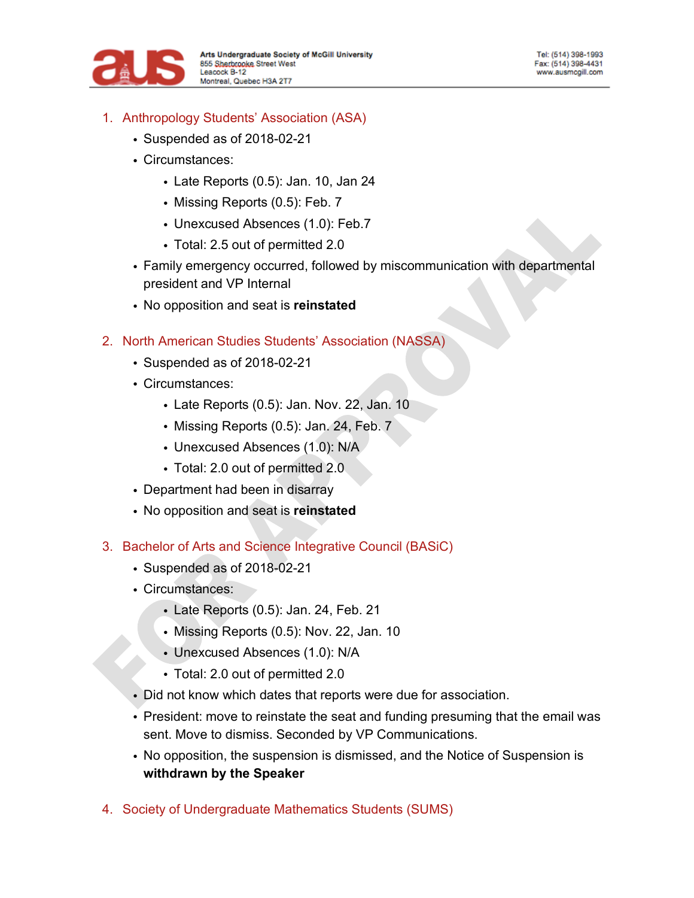1. Anthropology Students' Association (ASA)
   - Suspended as of 2018-02-21
   - Circumstances:
     - Late Reports (0.5): Jan. 10, Jan 24
     - Missing Reports (0.5): Feb. 7
     - Unexcused Absences (1.0): Feb.7
     - Total: 2.5 out of permitted 2.0
   - Family emergency occurred, followed by miscommunication with departmental president and VP Internal
   - No opposition and seat is **reinstated**

2. North American Studies Students' Association (NASSA)
   - Suspended as of 2018-02-21
   - Circumstances:
     - Late Reports (0.5): Jan. Nov. 22, Jan. 10
     - Missing Reports (0.5): Jan. 24, Feb. 7
     - Unexcused Absences (1.0): N/A
     - Total: 2.0 out of permitted 2.0
   - Department had been in disarray
   - No opposition and seat is **reinstated**

3. Bachelor of Arts and Science Integrative Council (BASiC)
   - Suspended as of 2018-02-21
   - Circumstances:
     - Late Reports (0.5): Jan. 24, Feb. 21
     - Missing Reports (0.5): Nov. 22, Jan. 10
     - Unexcused Absences (1.0): N/A
     - Total: 2.0 out of permitted 2.0
   - Did not know which dates that reports were due for association.
   - President: move to reinstate the seat and funding presuming that the email was sent. Move to dismiss. Seconded by VP Communications.
   - No opposition, the suspension is dismissed, and the Notice of Suspension is **withdrawn by the Speaker**

4. Society of Undergraduate Mathematics Students (SUMS)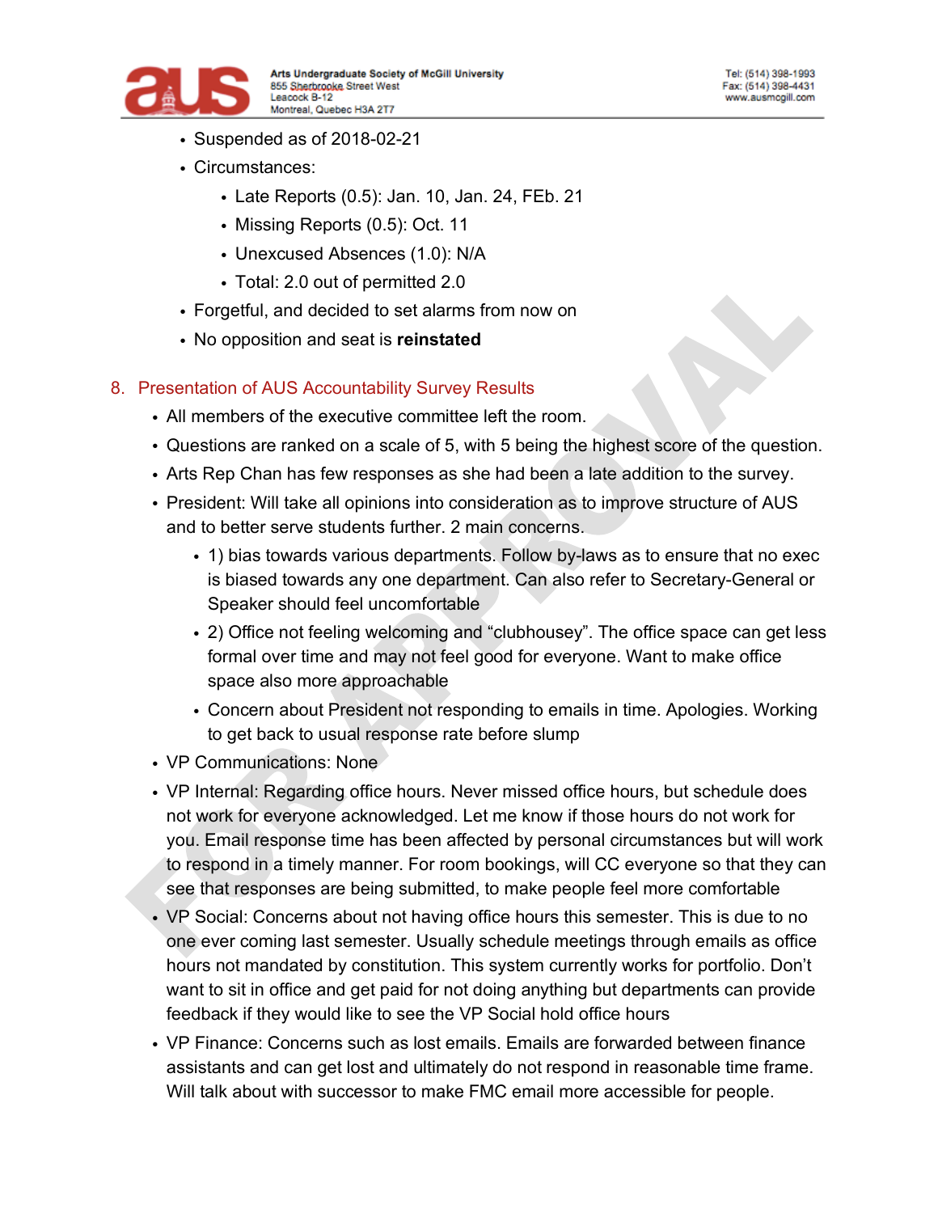- Suspended as of 2018-02-21
- Circumstances:
  - Late Reports (0.5): Jan. 10, Jan. 24, FEb. 21
  - Missing Reports (0.5): Oct. 11
  - Unexcused Absences (1.0): N/A
  - Total: 2.0 out of permitted 2.0
- Forgetful, and decided to set alarms from now on
- No opposition and seat is **reinstated**

## 8. Presentation of AUS Accountability Survey Results

- All members of the executive committee left the room.
- Questions are ranked on a scale of 5, with 5 being the highest score of the question.
- Arts Rep Chan has few responses as she had been a late addition to the survey.
- President: Will take all opinions into consideration as to improve structure of AUS and to better serve students further. 2 main concerns.
  - 1) bias towards various departments. Follow by-laws as to ensure that no exec is biased towards any one department. Can also refer to Secretary-General or Speaker should feel uncomfortable
  - 2) Office not feeling welcoming and "clubhousey". The office space can get less formal over time and may not feel good for everyone. Want to make office space also more approachable
  - Concern about President not responding to emails in time. Apologies. Working to get back to usual response rate before slump
- VP Communications: None
- VP Internal: Regarding office hours. Never missed office hours, but schedule does not work for everyone acknowledged. Let me know if those hours do not work for you. Email response time has been affected by personal circumstances but will work to respond in a timely manner. For room bookings, will CC everyone so that they can see that responses are being submitted, to make people feel more comfortable
- VP Social: Concerns about not having office hours this semester. This is due to no one ever coming last semester. Usually schedule meetings through emails as office hours not mandated by constitution. This system currently works for portfolio. Don't want to sit in office and get paid for not doing anything but departments can provide feedback if they would like to see the VP Social hold office hours
- VP Finance: Concerns such as lost emails. Emails are forwarded between finance assistants and can get lost and ultimately do not respond in reasonable time frame. Will talk about with successor to make FMC email more accessible for people.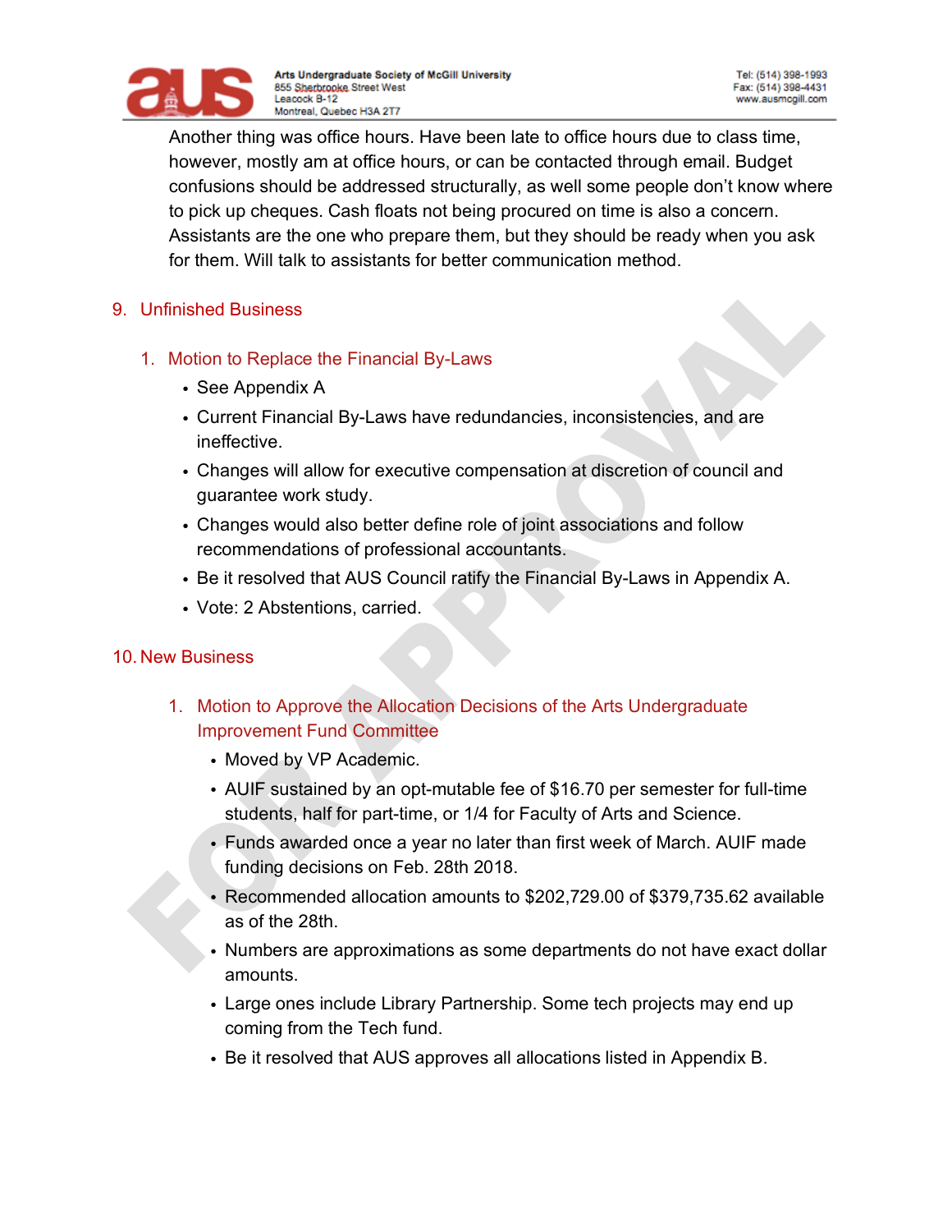Another thing was office hours. Have been late to office hours due to class time, however, mostly am at office hours, or can be contacted through email. Budget confusions should be addressed structurally, as well some people don't know where to pick up cheques. Cash floats not being procured on time is also a concern. Assistants are the one who prepare them, but they should be ready when you ask for them. Will talk to assistants for better communication method.

## 9. Unfinished Business

### 1. Motion to Replace the Financial By-Laws

- See Appendix A
- Current Financial By-Laws have redundancies, inconsistencies, and are ineffective.
- Changes will allow for executive compensation at discretion of council and guarantee work study.
- Changes would also better define role of joint associations and follow recommendations of professional accountants.
- Be it resolved that AUS Council ratify the Financial By-Laws in Appendix A.
- Vote: 2 Abstentions, carried.

## 10. New Business

### 1. Motion to Approve the Allocation Decisions of the Arts Undergraduate Improvement Fund Committee

- Moved by VP Academic.
- AUIF sustained by an opt-mutable fee of $16.70 per semester for full-time students, half for part-time, or 1/4 for Faculty of Arts and Science.
- Funds awarded once a year no later than first week of March. AUIF made funding decisions on Feb. 28th 2018.
- Recommended allocation amounts to $202,729.00 of $379,735.62 available as of the 28th.
- Numbers are approximations as some departments do not have exact dollar amounts.
- Large ones include Library Partnership. Some tech projects may end up coming from the Tech fund.
- Be it resolved that AUS approves all allocations listed in Appendix B.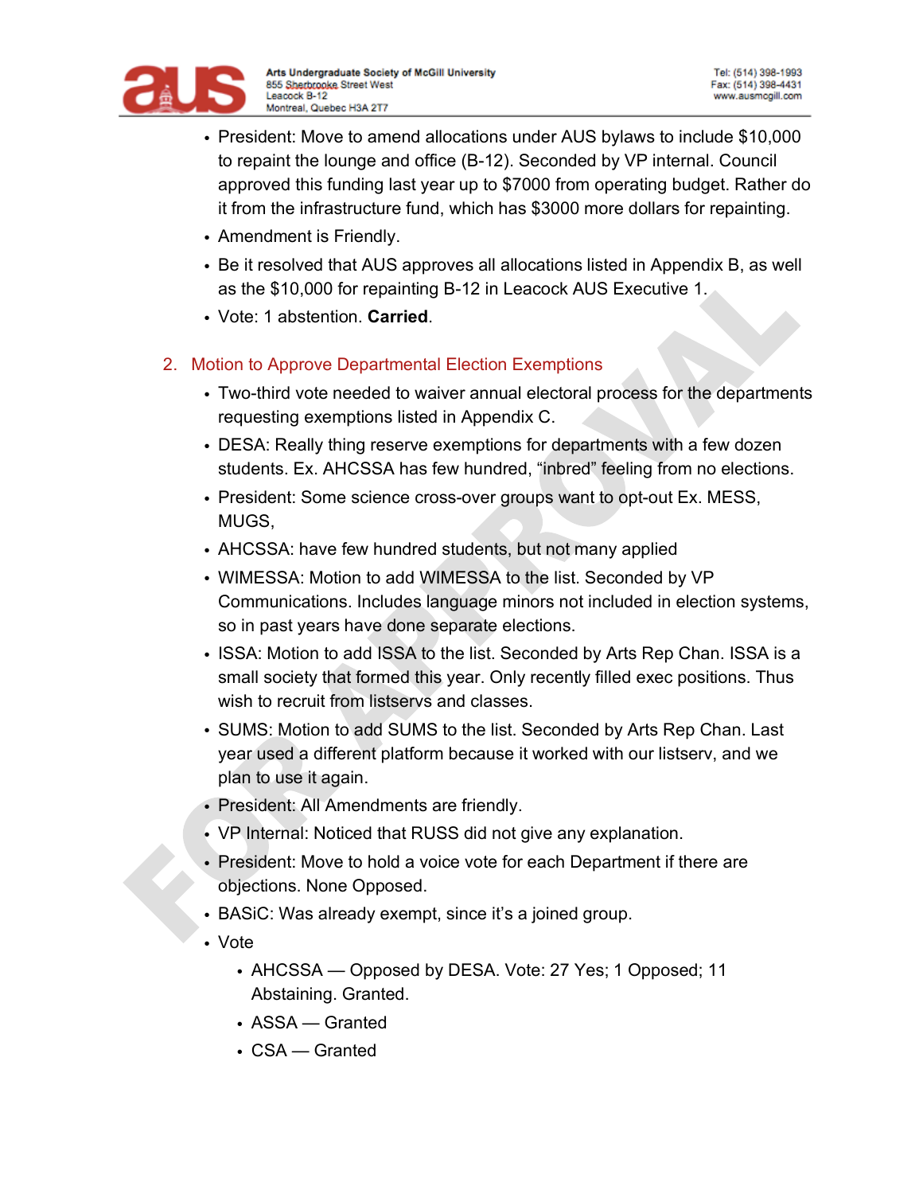- President: Move to amend allocations under AUS bylaws to include $10,000 to repaint the lounge and office (B-12). Seconded by VP internal. Council approved this funding last year up to $7000 from operating budget. Rather do it from the infrastructure fund, which has $3000 more dollars for repainting.
- Amendment is Friendly.
- Be it resolved that AUS approves all allocations listed in Appendix B, as well as the $10,000 for repainting B-12 in Leacock AUS Executive 1.
- Vote: 1 abstention. **Carried**.

2. Motion to Approve Departmental Election Exemptions
    - Two-third vote needed to waiver annual electoral process for the departments requesting exemptions listed in Appendix C.
    - DESA: Really thing reserve exemptions for departments with a few dozen students. Ex. AHCSSA has few hundred, "inbred" feeling from no elections.
    - President: Some science cross-over groups want to opt-out Ex. MESS, MUGS,
    - AHCSSA: have few hundred students, but not many applied
    - WIMESSA: Motion to add WIMESSA to the list. Seconded by VP Communications. Includes language minors not included in election systems, so in past years have done separate elections.
    - ISSA: Motion to add ISSA to the list. Seconded by Arts Rep Chan. ISSA is a small society that formed this year. Only recently filled exec positions. Thus wish to recruit from listservs and classes.
    - SUMS: Motion to add SUMS to the list. Seconded by Arts Rep Chan. Last year used a different platform because it worked with our listserv, and we plan to use it again.
    - President: All Amendments are friendly.
    - VP Internal: Noticed that RUSS did not give any explanation.
    - President: Move to hold a voice vote for each Department if there are objections. None Opposed.
    - BASiC: Was already exempt, since it's a joined group.
    - Vote
        - AHCSSA — Opposed by DESA. Vote: 27 Yes; 1 Opposed; 11 Abstaining. Granted.
        - ASSA — Granted
        - CSA — Granted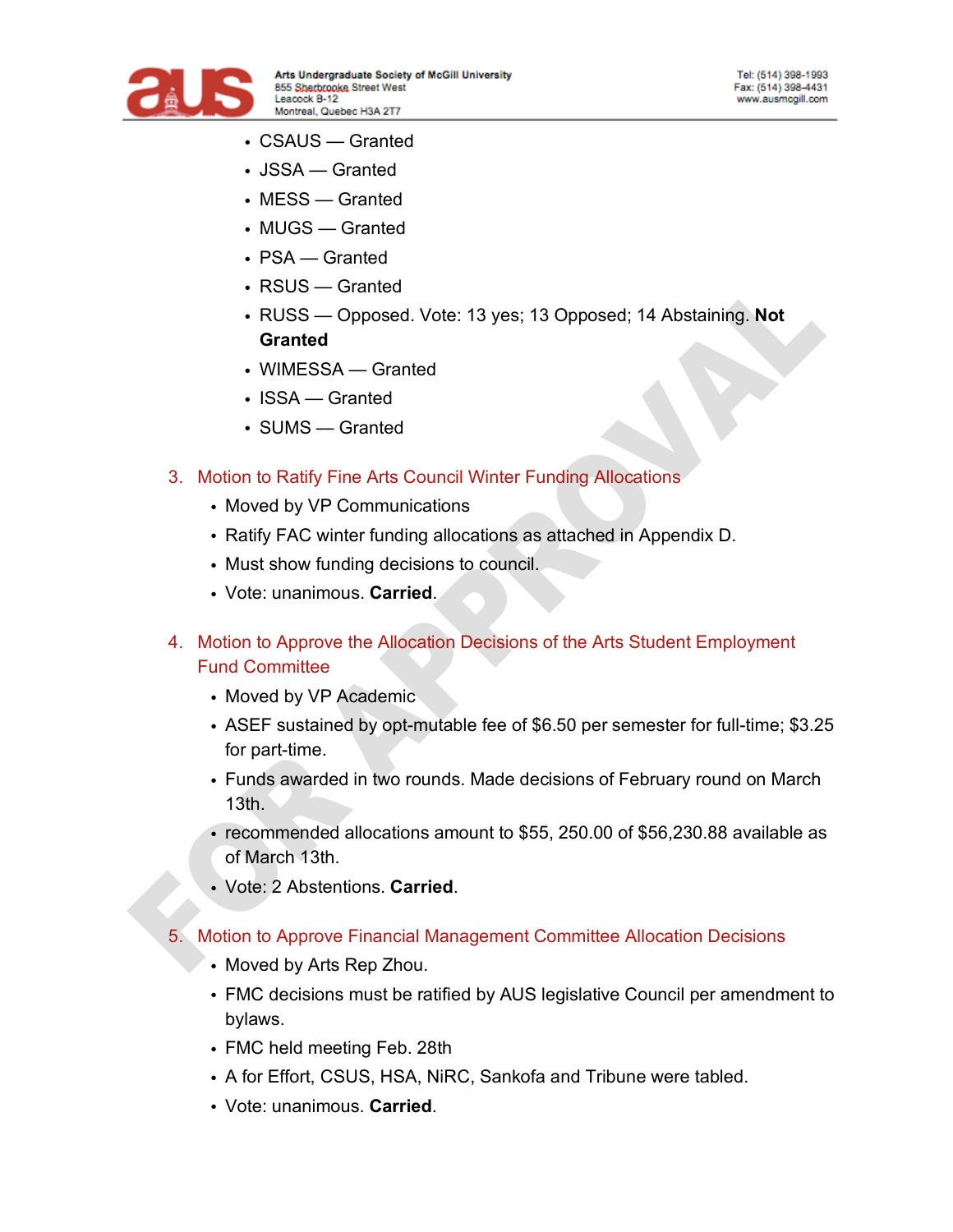- CSAUS — Granted
- JSSA — Granted
- MESS — Granted
- MUGS — Granted
- PSA — Granted
- RSUS — Granted
- RUSS — Opposed. Vote: 13 yes; 13 Opposed; 14 Abstaining. **Not Granted**
- WIMESSA — Granted
- ISSA — Granted
- SUMS — Granted

3. Motion to Ratify Fine Arts Council Winter Funding Allocations
   - Moved by VP Communications
   - Ratify FAC winter funding allocations as attached in Appendix D.
   - Must show funding decisions to council.
   - Vote: unanimous. **Carried**.

4. Motion to Approve the Allocation Decisions of the Arts Student Employment Fund Committee
   - Moved by VP Academic
   - ASEF sustained by opt-mutable fee of $6.50 per semester for full-time; $3.25 for part-time.
   - Funds awarded in two rounds. Made decisions of February round on March 13th.
   - recommended allocations amount to $55, 250.00 of $56,230.88 available as of March 13th.
   - Vote: 2 Abstentions. **Carried**.

5. Motion to Approve Financial Management Committee Allocation Decisions
   - Moved by Arts Rep Zhou.
   - FMC decisions must be ratified by AUS legislative Council per amendment to bylaws.
   - FMC held meeting Feb. 28th
   - A for Effort, CSUS, HSA, NiRC, Sankofa and Tribune were tabled.
   - Vote: unanimous. **Carried**.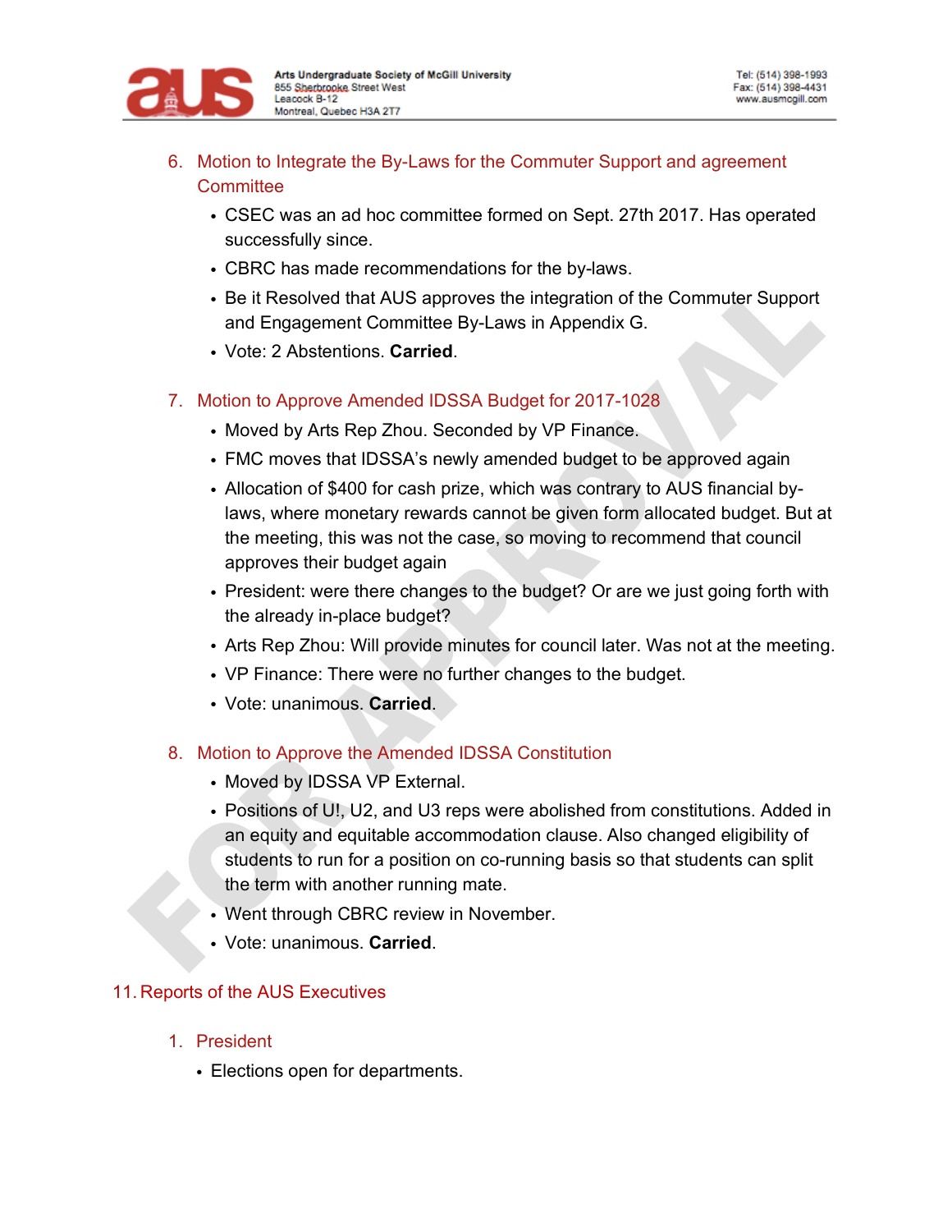6. Motion to Integrate the By-Laws for the Commuter Support and agreement Committee
    - CSEC was an ad hoc committee formed on Sept. 27th 2017. Has operated successfully since.
    - CBRC has made recommendations for the by-laws.
    - Be it Resolved that AUS approves the integration of the Commuter Support and Engagement Committee By-Laws in Appendix G.
    - Vote: 2 Abstentions. **Carried**.

7. Motion to Approve Amended IDSSA Budget for 2017-1028
    - Moved by Arts Rep Zhou. Seconded by VP Finance.
    - FMC moves that IDSSA's newly amended budget to be approved again
    - Allocation of $400 for cash prize, which was contrary to AUS financial by-laws, where monetary rewards cannot be given form allocated budget. But at the meeting, this was not the case, so moving to recommend that council approves their budget again
    - President: were there changes to the budget? Or are we just going forth with the already in-place budget?
    - Arts Rep Zhou: Will provide minutes for council later. Was not at the meeting.
    - VP Finance: There were no further changes to the budget.
    - Vote: unanimous. **Carried**.

8. Motion to Approve the Amended IDSSA Constitution
    - Moved by IDSSA VP External.
    - Positions of U!, U2, and U3 reps were abolished from constitutions. Added in an equity and equitable accommodation clause. Also changed eligibility of students to run for a position on co-running basis so that students can split the term with another running mate.
    - Went through CBRC review in November.
    - Vote: unanimous. **Carried**.

## 11. Reports of the AUS Executives

1. President
    - Elections open for departments.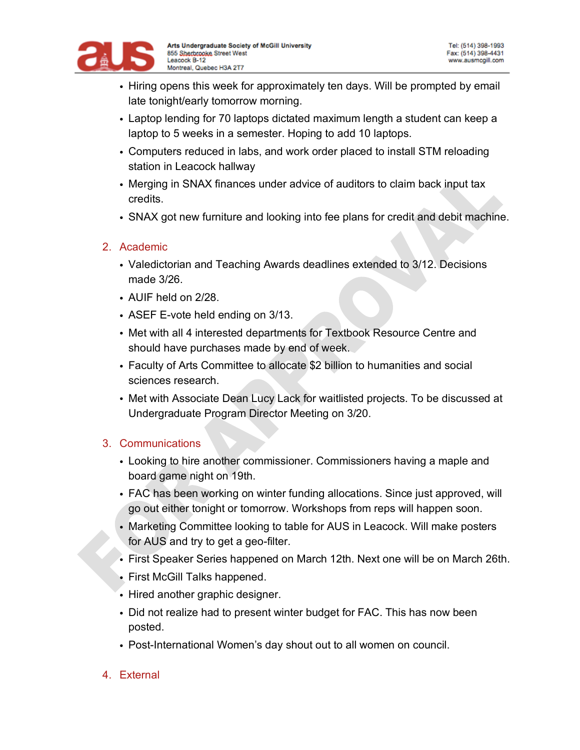- Hiring opens this week for approximately ten days. Will be prompted by email late tonight/early tomorrow morning.
- Laptop lending for 70 laptops dictated maximum length a student can keep a laptop to 5 weeks in a semester. Hoping to add 10 laptops.
- Computers reduced in labs, and work order placed to install STM reloading station in Leacock hallway
- Merging in SNAX finances under advice of auditors to claim back input tax credits.
- SNAX got new furniture and looking into fee plans for credit and debit machine.

2. Academic
   - Valedictorian and Teaching Awards deadlines extended to 3/12. Decisions made 3/26.
   - AUIF held on 2/28.
   - ASEF E-vote held ending on 3/13.
   - Met with all 4 interested departments for Textbook Resource Centre and should have purchases made by end of week.
   - Faculty of Arts Committee to allocate $2 billion to humanities and social sciences research.
   - Met with Associate Dean Lucy Lack for waitlisted projects. To be discussed at Undergraduate Program Director Meeting on 3/20.

3. Communications
   - Looking to hire another commissioner. Commissioners having a maple and board game night on 19th.
   - FAC has been working on winter funding allocations. Since just approved, will go out either tonight or tomorrow. Workshops from reps will happen soon.
   - Marketing Committee looking to table for AUS in Leacock. Will make posters for AUS and try to get a geo-filter.
   - First Speaker Series happened on March 12th. Next one will be on March 26th.
   - First McGill Talks happened.
   - Hired another graphic designer.
   - Did not realize had to present winter budget for FAC. This has now been posted.
   - Post-International Women's day shout out to all women on council.

4. External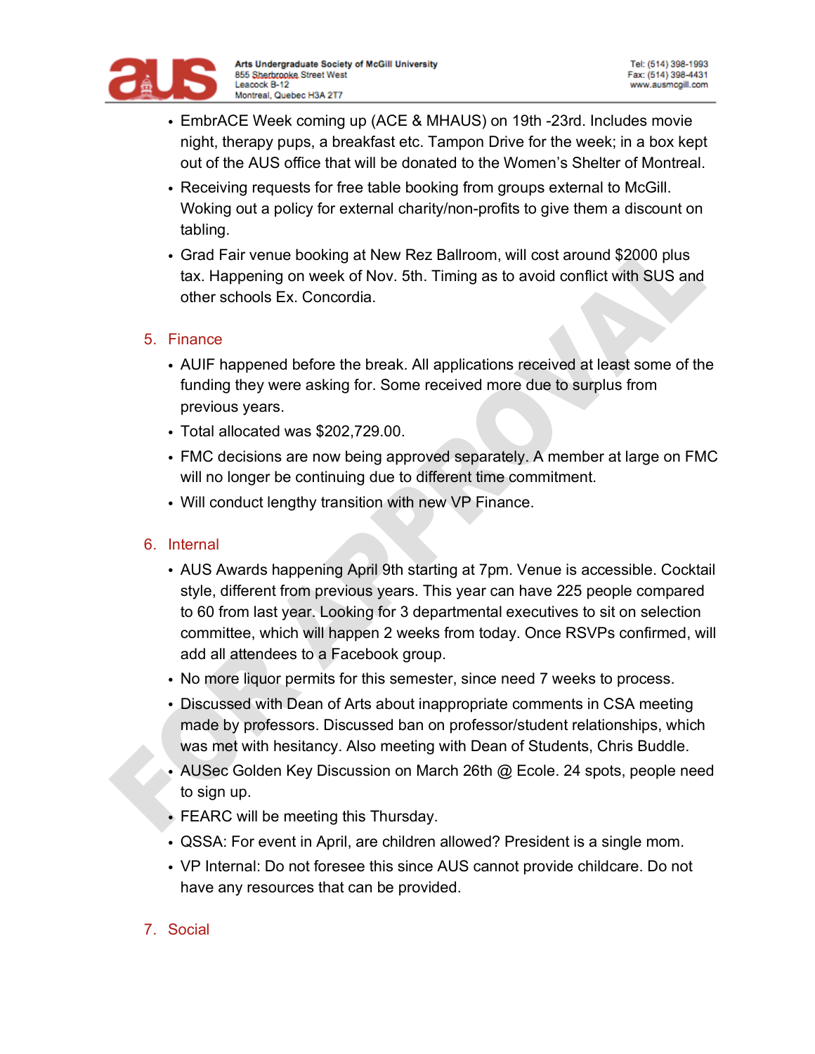- EmbrACE Week coming up (ACE & MHAUS) on 19th -23rd. Includes movie night, therapy pups, a breakfast etc. Tampon Drive for the week; in a box kept out of the AUS office that will be donated to the Women's Shelter of Montreal.
- Receiving requests for free table booking from groups external to McGill. Woking out a policy for external charity/non-profits to give them a discount on tabling.
- Grad Fair venue booking at New Rez Ballroom, will cost around $2000 plus tax. Happening on week of Nov. 5th. Timing as to avoid conflict with SUS and other schools Ex. Concordia.

5. Finance

- AUIF happened before the break. All applications received at least some of the funding they were asking for. Some received more due to surplus from previous years.
- Total allocated was $202,729.00.
- FMC decisions are now being approved separately. A member at large on FMC will no longer be continuing due to different time commitment.
- Will conduct lengthy transition with new VP Finance.

6. Internal

- AUS Awards happening April 9th starting at 7pm. Venue is accessible. Cocktail style, different from previous years. This year can have 225 people compared to 60 from last year. Looking for 3 departmental executives to sit on selection committee, which will happen 2 weeks from today. Once RSVPs confirmed, will add all attendees to a Facebook group.
- No more liquor permits for this semester, since need 7 weeks to process.
- Discussed with Dean of Arts about inappropriate comments in CSA meeting made by professors. Discussed ban on professor/student relationships, which was met with hesitancy. Also meeting with Dean of Students, Chris Buddle.
- AUSec Golden Key Discussion on March 26th @ Ecole. 24 spots, people need to sign up.
- FEARC will be meeting this Thursday.
- QSSA: For event in April, are children allowed? President is a single mom.
- VP Internal: Do not foresee this since AUS cannot provide childcare. Do not have any resources that can be provided.

7. Social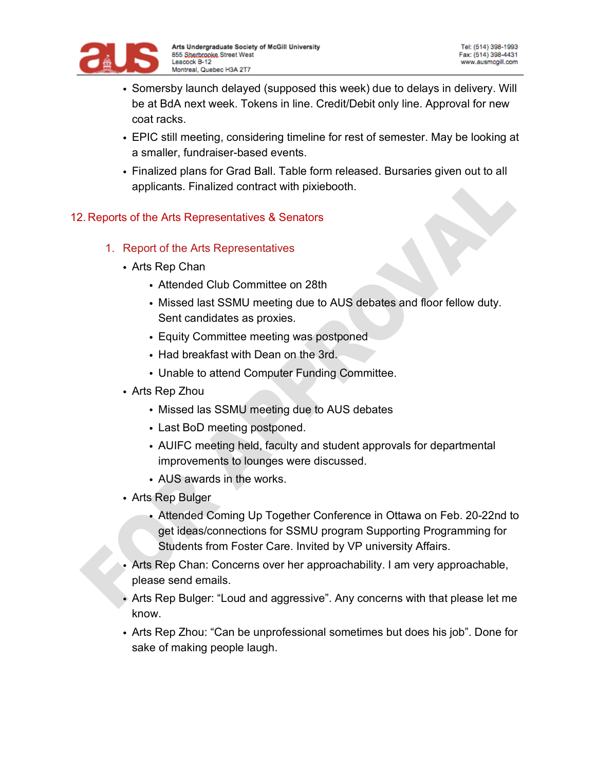- Somersby launch delayed (supposed this week) due to delays in delivery. Will be at BdA next week. Tokens in line. Credit/Debit only line. Approval for new coat racks.
- EPIC still meeting, considering timeline for rest of semester. May be looking at a smaller, fundraiser-based events.
- Finalized plans for Grad Ball. Table form released. Bursaries given out to all applicants. Finalized contract with pixiebooth.

## 12. Reports of the Arts Representatives & Senators

### 1. Report of the Arts Representatives

- Arts Rep Chan
  - Attended Club Committee on 28th
  - Missed last SSMU meeting due to AUS debates and floor fellow duty. Sent candidates as proxies.
  - Equity Committee meeting was postponed
  - Had breakfast with Dean on the 3rd.
  - Unable to attend Computer Funding Committee.
- Arts Rep Zhou
  - Missed las SSMU meeting due to AUS debates
  - Last BoD meeting postponed.
  - AUIFC meeting held, faculty and student approvals for departmental improvements to lounges were discussed.
  - AUS awards in the works.
- Arts Rep Bulger
  - Attended Coming Up Together Conference in Ottawa on Feb. 20-22nd to get ideas/connections for SSMU program Supporting Programming for Students from Foster Care. Invited by VP university Affairs.
- Arts Rep Chan: Concerns over her approachability. I am very approachable, please send emails.
- Arts Rep Bulger: "Loud and aggressive". Any concerns with that please let me know.
- Arts Rep Zhou: "Can be unprofessional sometimes but does his job". Done for sake of making people laugh.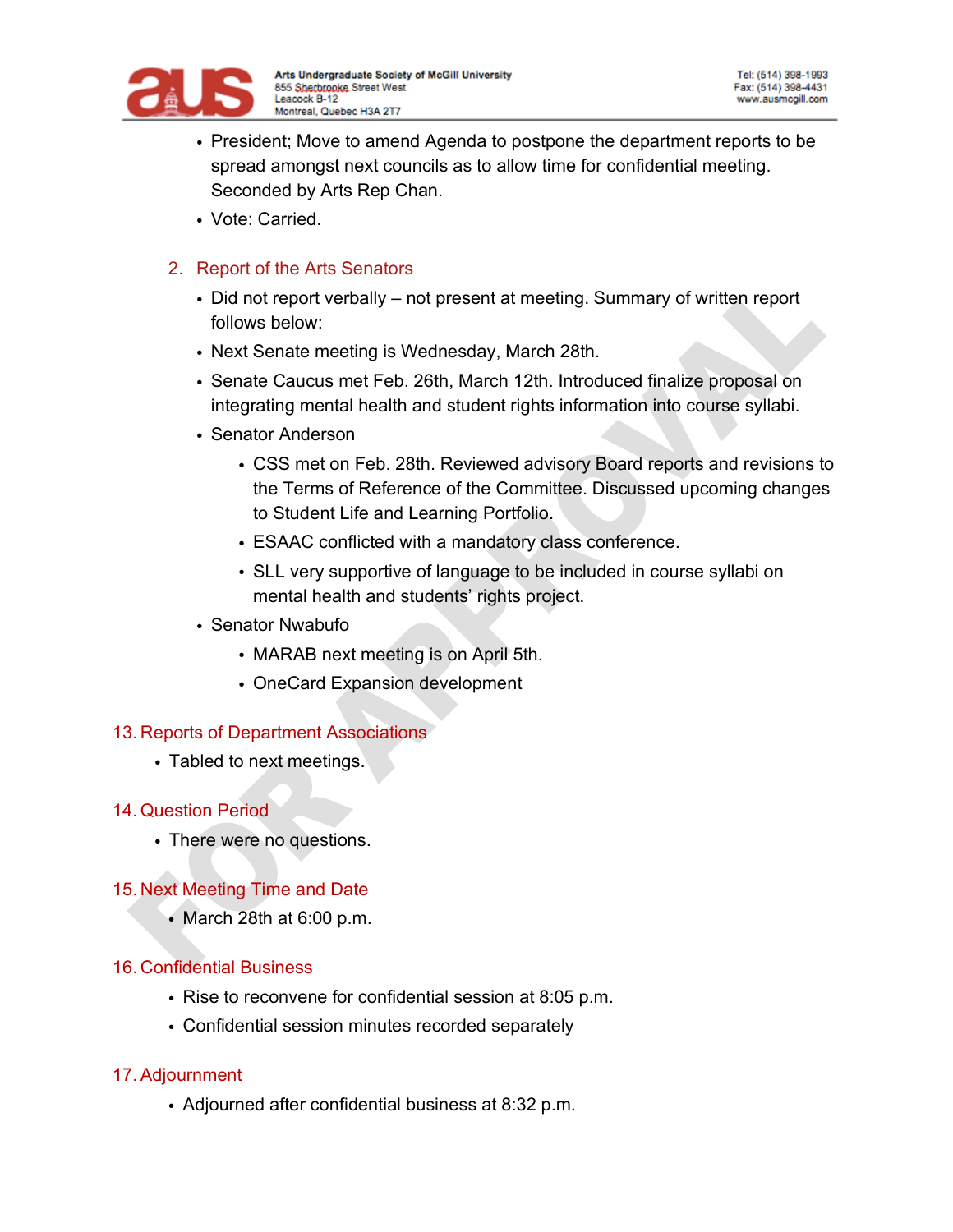- President; Move to amend Agenda to postpone the department reports to be spread amongst next councils as to allow time for confidential meeting. Seconded by Arts Rep Chan.
- Vote: Carried.

## 2. Report of the Arts Senators

- Did not report verbally – not present at meeting. Summary of written report follows below:
- Next Senate meeting is Wednesday, March 28th.
- Senate Caucus met Feb. 26th, March 12th. Introduced finalize proposal on integrating mental health and student rights information into course syllabi.
- Senator Anderson
  - CSS met on Feb. 28th. Reviewed advisory Board reports and revisions to the Terms of Reference of the Committee. Discussed upcoming changes to Student Life and Learning Portfolio.
  - ESAAC conflicted with a mandatory class conference.
  - SLL very supportive of language to be included in course syllabi on mental health and students' rights project.
- Senator Nwabufo
  - MARAB next meeting is on April 5th.
  - OneCard Expansion development

## 13. Reports of Department Associations

- Tabled to next meetings.

## 14. Question Period

- There were no questions.

## 15. Next Meeting Time and Date

- March 28th at 6:00 p.m.

## 16. Confidential Business

- Rise to reconvene for confidential session at 8:05 p.m.
- Confidential session minutes recorded separately

## 17. Adjournment

- Adjourned after confidential business at 8:32 p.m.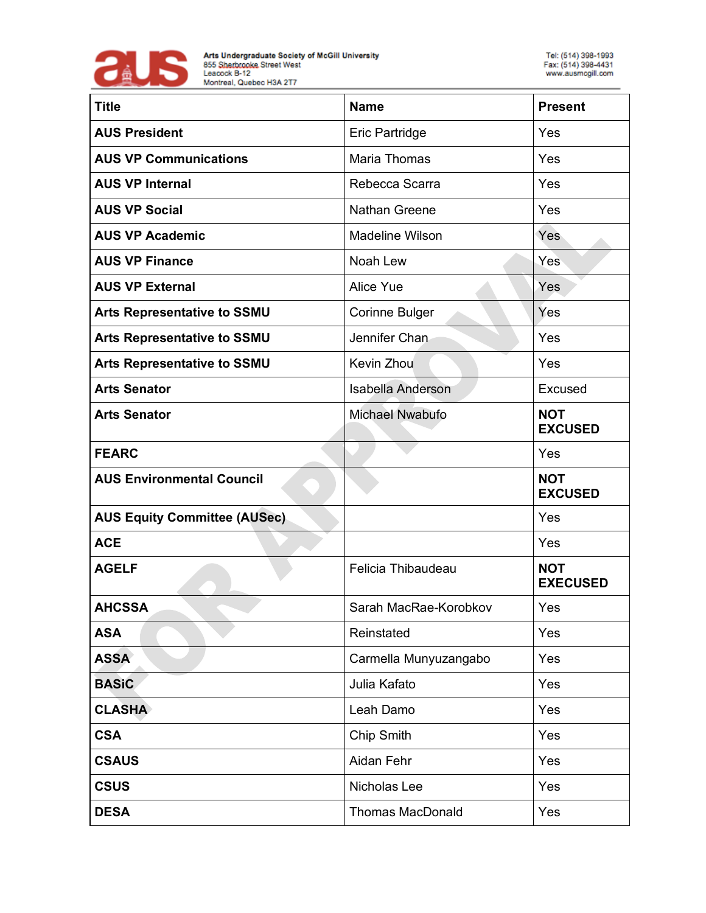| Title | Name | Present |
| --- | --- | --- |
| **AUS President** | Eric Partridge | Yes |
| **AUS VP Communications** | Maria Thomas | Yes |
| **AUS VP Internal** | Rebecca Scarra | Yes |
| **AUS VP Social** | Nathan Greene | Yes |
| **AUS VP Academic** | Madeline Wilson | Yes |
| **AUS VP Finance** | Noah Lew | Yes |
| **AUS VP External** | Alice Yue | Yes |
| **Arts Representative to SSMU** | Corinne Bulger | Yes |
| **Arts Representative to SSMU** | Jennifer Chan | Yes |
| **Arts Representative to SSMU** | Kevin Zhou | Yes |
| **Arts Senator** | Isabella Anderson | Excused |
| **Arts Senator** | Michael Nwabufo | **NOT EXCUSED** |
| **FEARC** | | Yes |
| **AUS Environmental Council** | | **NOT EXCUSED** |
| **AUS Equity Committee (AUSec)** | | Yes |
| **ACE** | | Yes |
| **AGELF** | Felicia Thibaudeau | **NOT EXECUSED** |
| **AHCSSA** | Sarah MacRae-Korobkov | Yes |
| **ASA** | Reinstated | Yes |
| **ASSA** | Carmella Munyuzangabo | Yes |
| **BASiC** | Julia Kafato | Yes |
| **CLASHA** | Leah Damo | Yes |
| **CSA** | Chip Smith | Yes |
| **CSAUS** | Aidan Fehr | Yes |
| **CSUS** | Nicholas Lee | Yes |
| **DESA** | Thomas MacDonald | Yes |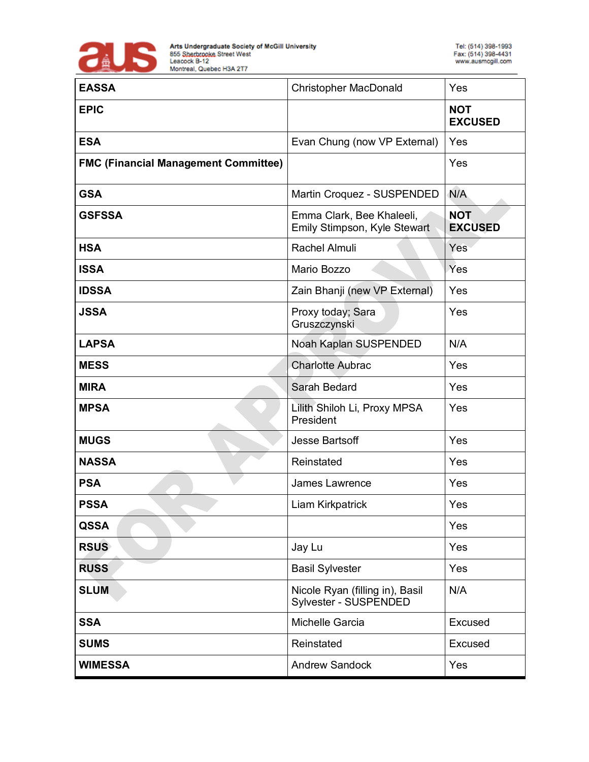| | | |
|---|---|---|
| **EASSA** | Christopher MacDonald | Yes |
| **EPIC** | | **NOT EXCUSED** |
| **ESA** | Evan Chung (now VP External) | Yes |
| **FMC (Financial Management Committee)** | | Yes |
| **GSA** | Martin Croquez - SUSPENDED | N/A |
| **GSFSSA** | Emma Clark, Bee Khaleeli, Emily Stimpson, Kyle Stewart | **NOT EXCUSED** |
| **HSA** | Rachel Almuli | Yes |
| **ISSA** | Mario Bozzo | Yes |
| **IDSSA** | Zain Bhanji (new VP External) | Yes |
| **JSSA** | Proxy today; Sara Gruszczynski | Yes |
| **LAPSA** | Noah Kaplan SUSPENDED | N/A |
| **MESS** | Charlotte Aubrac | Yes |
| **MIRA** | Sarah Bedard | Yes |
| **MPSA** | Lilith Shiloh Li, Proxy MPSA President | Yes |
| **MUGS** | Jesse Bartsoff | Yes |
| **NASSA** | Reinstated | Yes |
| **PSA** | James Lawrence | Yes |
| **PSSA** | Liam Kirkpatrick | Yes |
| **QSSA** | | Yes |
| **RSUS** | Jay Lu | Yes |
| **RUSS** | Basil Sylvester | Yes |
| **SLUM** | Nicole Ryan (filling in), Basil Sylvester - SUSPENDED | N/A |
| **SSA** | Michelle Garcia | Excused |
| **SUMS** | Reinstated | Excused |
| **WIMESSA** | Andrew Sandock | Yes |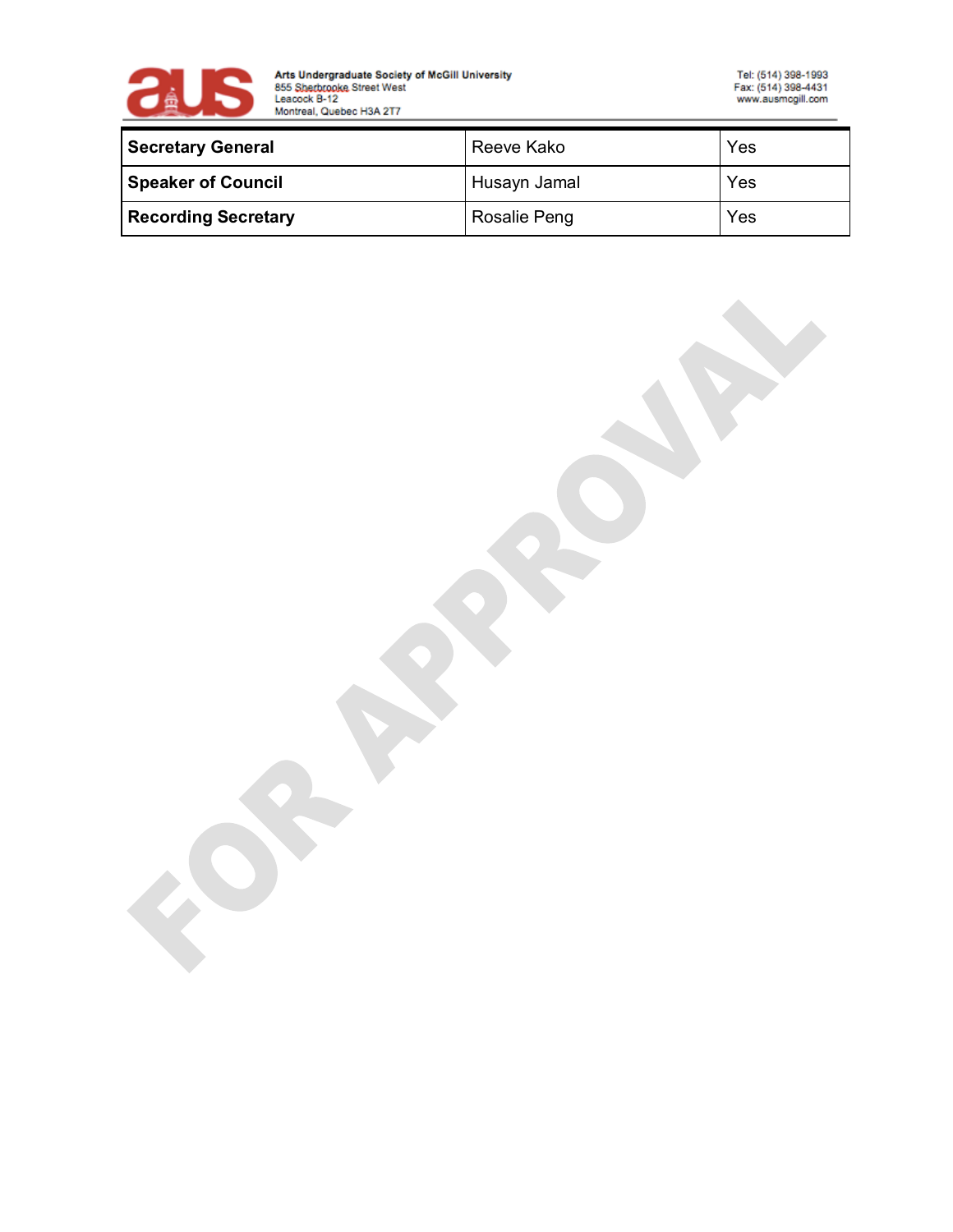| | | |
|---|---|---|
| **Secretary General** | Reeve Kako | Yes |
| **Speaker of Council** | Husayn Jamal | Yes |
| **Recording Secretary** | Rosalie Peng | Yes |

FOR APPROVAL